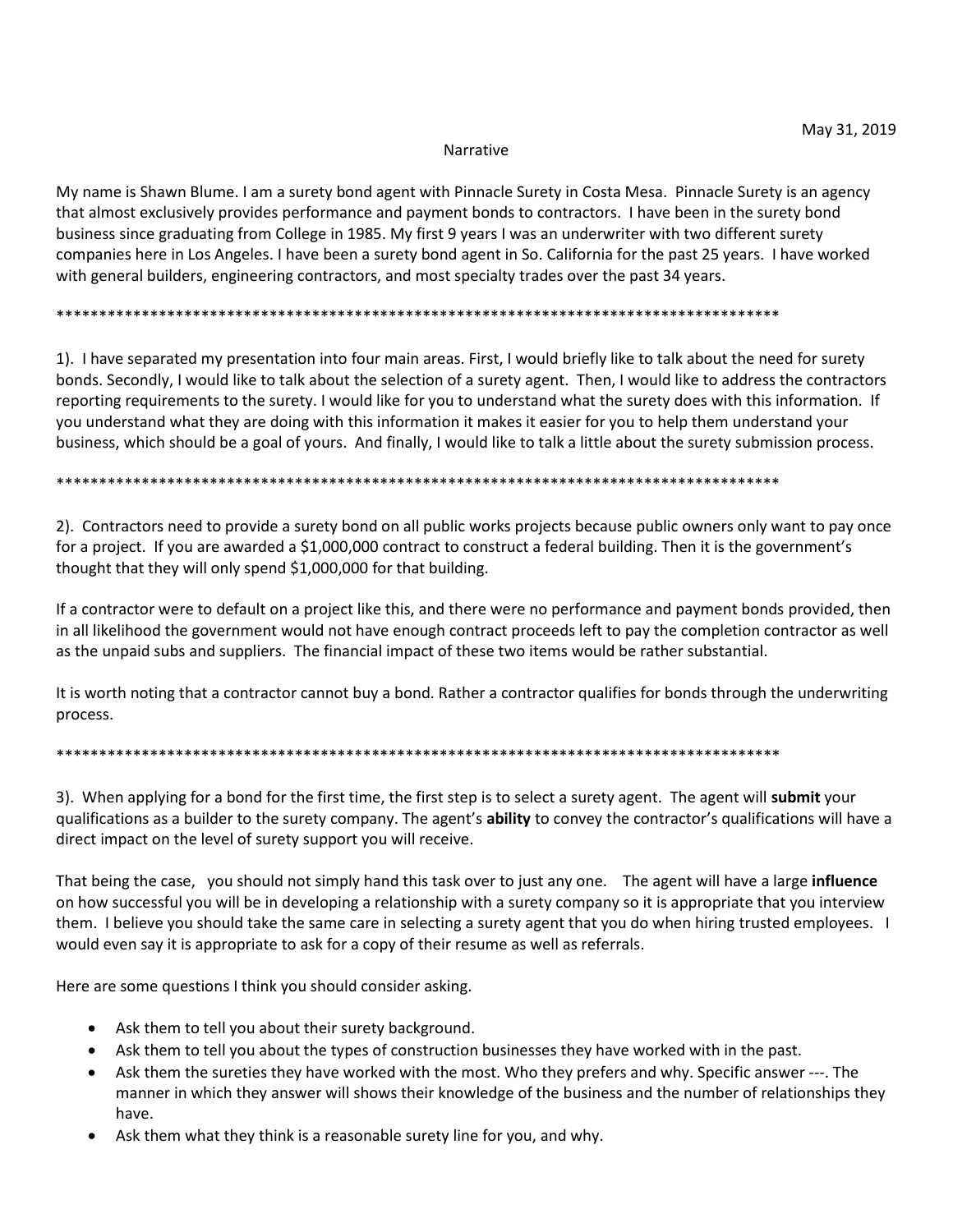May 31, 2019

Narrative

My name is Shawn Blume. I am a surety bond agent with Pinnacle Surety in Costa Mesa. Pinnacle Surety is an agency that almost exclusively provides performance and payment bonds to contractors. I have been in the surety bond business since graduating from College in 1985. My first 9 years I was an underwriter with two different surety companies here in Los Angeles. I have been a surety bond agent in So. California for the past 25 years. I have worked with general builders, engineering contractors, and most specialty trades over the past 34 years.

*****************************************************************************************

1). I have separated my presentation into four main areas. First, I would briefly like to talk about the need for surety bonds. Secondly, I would like to talk about the selection of a surety agent. Then, I would like to address the contractors reporting requirements to the surety. I would like for you to understand what the surety does with this information. If you understand what they are doing with this information it makes it easier for you to help them understand your business, which should be a goal of yours. And finally, I would like to talk a little about the surety submission process.

*****************************************************************************************

2). Contractors need to provide a surety bond on all public works projects because public owners only want to pay once for a project. If you are awarded a $1,000,000 contract to construct a federal building. Then it is the government's thought that they will only spend $1,000,000 for that building.

If a contractor were to default on a project like this, and there were no performance and payment bonds provided, then in all likelihood the government would not have enough contract proceeds left to pay the completion contractor as well as the unpaid subs and suppliers. The financial impact of these two items would be rather substantial.

It is worth noting that a contractor cannot buy a bond. Rather a contractor qualifies for bonds through the underwriting process.

*****************************************************************************************

3). When applying for a bond for the first time, the first step is to select a surety agent. The agent will **submit** your qualifications as a builder to the surety company. The agent's **ability** to convey the contractor's qualifications will have a direct impact on the level of surety support you will receive.

That being the case, you should not simply hand this task over to just any one. The agent will have a large **influence** on how successful you will be in developing a relationship with a surety company so it is appropriate that you interview them. I believe you should take the same care in selecting a surety agent that you do when hiring trusted employees. I would even say it is appropriate to ask for a copy of their resume as well as referrals.

Here are some questions I think you should consider asking.

- Ask them to tell you about their surety background.
- Ask them to tell you about the types of construction businesses they have worked with in the past.
- Ask them the sureties they have worked with the most. Who they prefers and why. Specific answer ---. The manner in which they answer will shows their knowledge of the business and the number of relationships they have.
- Ask them what they think is a reasonable surety line for you, and why.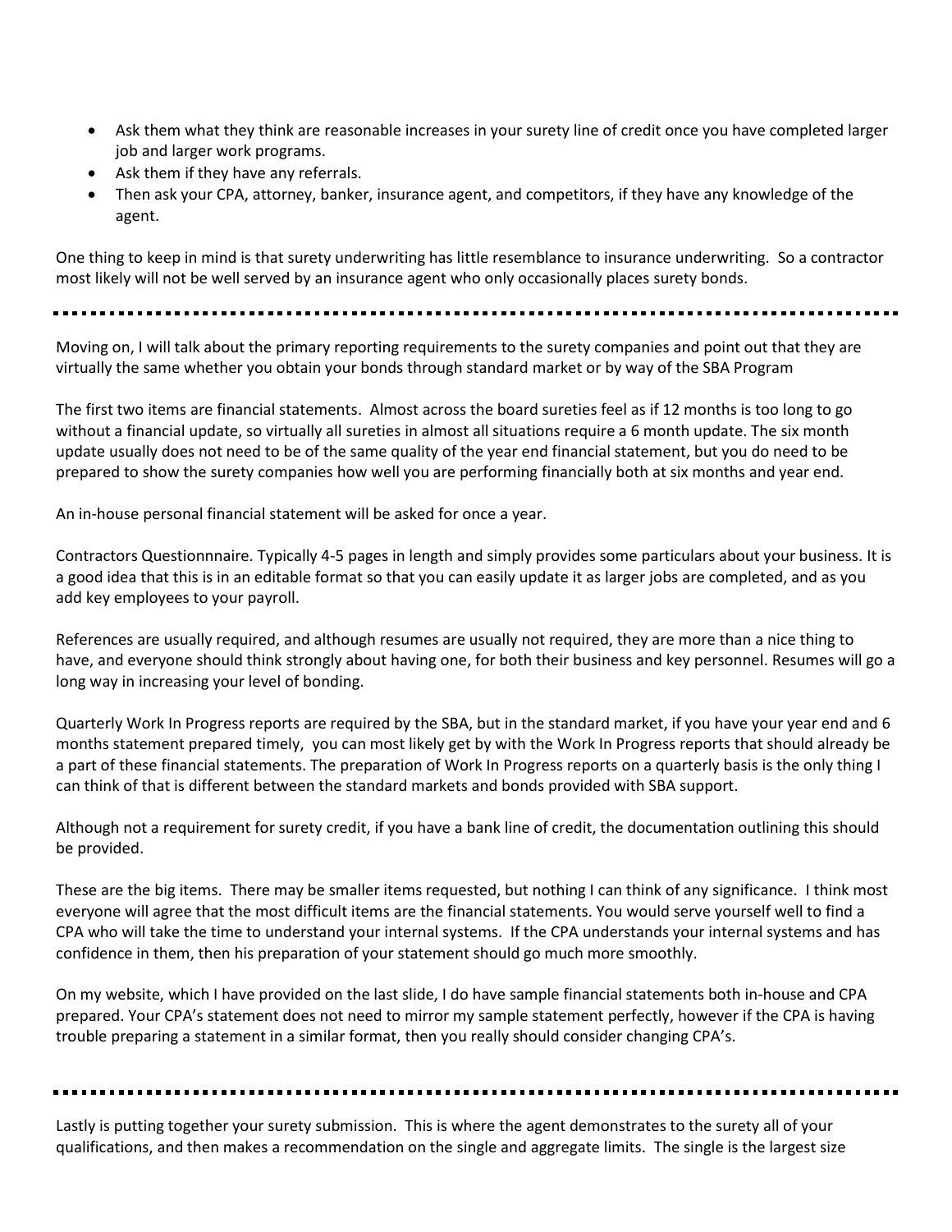- Ask them what they think are reasonable increases in your surety line of credit once you have completed larger job and larger work programs.
- Ask them if they have any referrals.
- Then ask your CPA, attorney, banker, insurance agent, and competitors, if they have any knowledge of the agent.

One thing to keep in mind is that surety underwriting has little resemblance to insurance underwriting. So a contractor most likely will not be well served by an insurance agent who only occasionally places surety bonds.

---

Moving on, I will talk about the primary reporting requirements to the surety companies and point out that they are virtually the same whether you obtain your bonds through standard market or by way of the SBA Program

The first two items are financial statements. Almost across the board sureties feel as if 12 months is too long to go without a financial update, so virtually all sureties in almost all situations require a 6 month update. The six month update usually does not need to be of the same quality of the year end financial statement, but you do need to be prepared to show the surety companies how well you are performing financially both at six months and year end.

An in-house personal financial statement will be asked for once a year.

Contractors Questionnnaire. Typically 4-5 pages in length and simply provides some particulars about your business. It is a good idea that this is in an editable format so that you can easily update it as larger jobs are completed, and as you add key employees to your payroll.

References are usually required, and although resumes are usually not required, they are more than a nice thing to have, and everyone should think strongly about having one, for both their business and key personnel. Resumes will go a long way in increasing your level of bonding.

Quarterly Work In Progress reports are required by the SBA, but in the standard market, if you have your year end and 6 months statement prepared timely, you can most likely get by with the Work In Progress reports that should already be a part of these financial statements. The preparation of Work In Progress reports on a quarterly basis is the only thing I can think of that is different between the standard markets and bonds provided with SBA support.

Although not a requirement for surety credit, if you have a bank line of credit, the documentation outlining this should be provided.

These are the big items. There may be smaller items requested, but nothing I can think of any significance. I think most everyone will agree that the most difficult items are the financial statements. You would serve yourself well to find a CPA who will take the time to understand your internal systems. If the CPA understands your internal systems and has confidence in them, then his preparation of your statement should go much more smoothly.

On my website, which I have provided on the last slide, I do have sample financial statements both in-house and CPA prepared. Your CPA's statement does not need to mirror my sample statement perfectly, however if the CPA is having trouble preparing a statement in a similar format, then you really should consider changing CPA's.

---

Lastly is putting together your surety submission. This is where the agent demonstrates to the surety all of your qualifications, and then makes a recommendation on the single and aggregate limits. The single is the largest size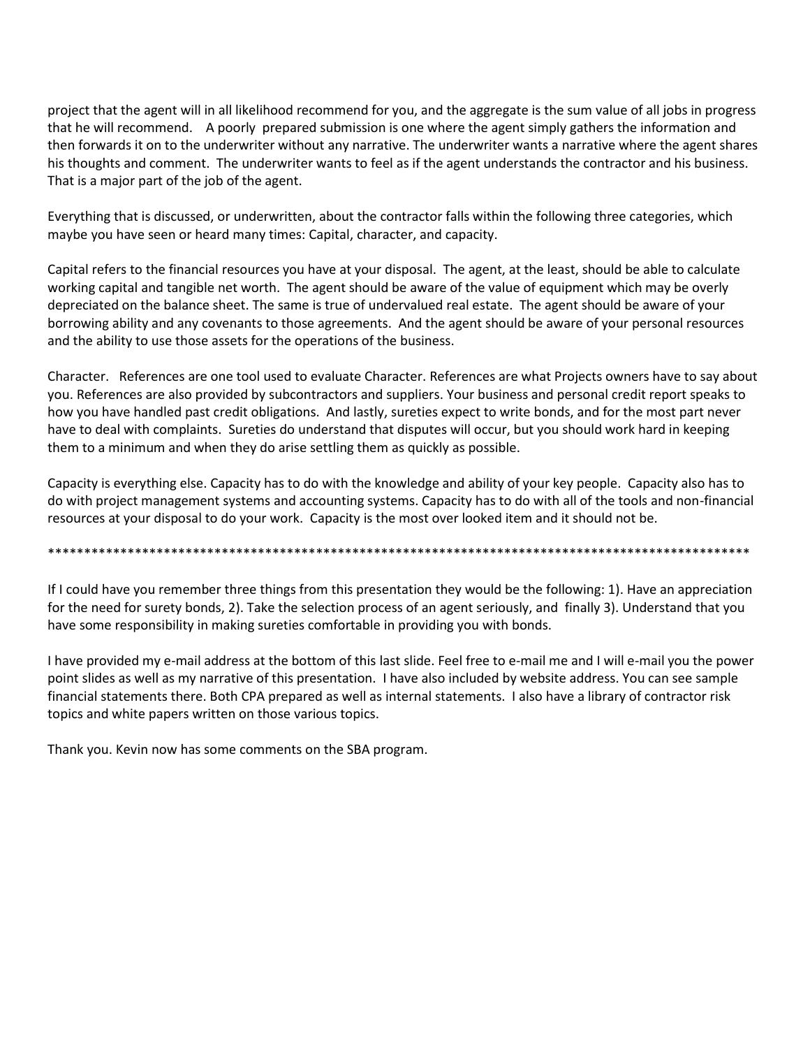project that the agent will in all likelihood recommend for you, and the aggregate is the sum value of all jobs in progress that he will recommend. A poorly prepared submission is one where the agent simply gathers the information and then forwards it on to the underwriter without any narrative. The underwriter wants a narrative where the agent shares his thoughts and comment. The underwriter wants to feel as if the agent understands the contractor and his business. That is a major part of the job of the agent.

Everything that is discussed, or underwritten, about the contractor falls within the following three categories, which maybe you have seen or heard many times: Capital, character, and capacity.

Capital refers to the financial resources you have at your disposal. The agent, at the least, should be able to calculate working capital and tangible net worth. The agent should be aware of the value of equipment which may be overly depreciated on the balance sheet. The same is true of undervalued real estate. The agent should be aware of your borrowing ability and any covenants to those agreements. And the agent should be aware of your personal resources and the ability to use those assets for the operations of the business.

Character. References are one tool used to evaluate Character. References are what Projects owners have to say about you. References are also provided by subcontractors and suppliers. Your business and personal credit report speaks to how you have handled past credit obligations. And lastly, sureties expect to write bonds, and for the most part never have to deal with complaints. Sureties do understand that disputes will occur, but you should work hard in keeping them to a minimum and when they do arise settling them as quickly as possible.

Capacity is everything else. Capacity has to do with the knowledge and ability of your key people. Capacity also has to do with project management systems and accounting systems. Capacity has to do with all of the tools and non-financial resources at your disposal to do your work. Capacity is the most over looked item and it should not be.

****************************************************************************************************

If I could have you remember three things from this presentation they would be the following: 1). Have an appreciation for the need for surety bonds, 2). Take the selection process of an agent seriously, and finally 3). Understand that you have some responsibility in making sureties comfortable in providing you with bonds.

I have provided my e-mail address at the bottom of this last slide. Feel free to e-mail me and I will e-mail you the power point slides as well as my narrative of this presentation. I have also included by website address. You can see sample financial statements there. Both CPA prepared as well as internal statements. I also have a library of contractor risk topics and white papers written on those various topics.

Thank you. Kevin now has some comments on the SBA program.